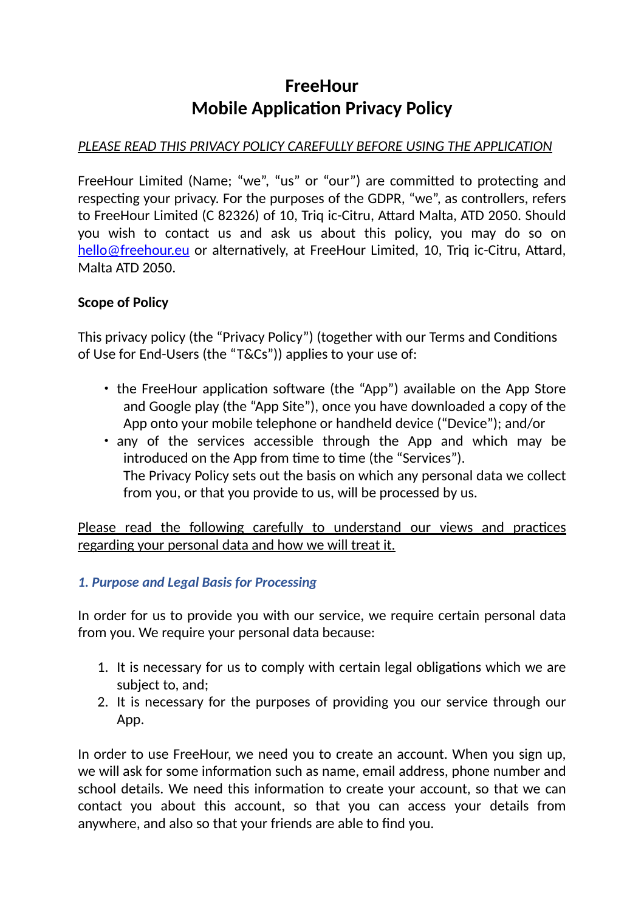# FreeHour
# Mobile Application Privacy Policy

*PLEASE READ THIS PRIVACY POLICY CAREFULLY BEFORE USING THE APPLICATION*

FreeHour Limited (Name; "we", "us" or "our") are committed to protecting and respecting your privacy. For the purposes of the GDPR, "we", as controllers, refers to FreeHour Limited (C 82326) of 10, Triq ic-Citru, Attard Malta, ATD 2050. Should you wish to contact us and ask us about this policy, you may do so on hello@freehour.eu or alternatively, at FreeHour Limited, 10, Triq ic-Citru, Attard, Malta ATD 2050.

**Scope of Policy**

This privacy policy (the "Privacy Policy") (together with our Terms and Conditions of Use for End-Users (the "T&Cs")) applies to your use of:

- the FreeHour application software (the "App") available on the App Store and Google play (the "App Site"), once you have downloaded a copy of the App onto your mobile telephone or handheld device ("Device"); and/or
- any of the services accessible through the App and which may be introduced on the App from time to time (the "Services").
  The Privacy Policy sets out the basis on which any personal data we collect from you, or that you provide to us, will be processed by us.

Please read the following carefully to understand our views and practices regarding your personal data and how we will treat it.

## *1. Purpose and Legal Basis for Processing*

In order for us to provide you with our service, we require certain personal data from you. We require your personal data because:

1. It is necessary for us to comply with certain legal obligations which we are subject to, and;
2. It is necessary for the purposes of providing you our service through our App.

In order to use FreeHour, we need you to create an account. When you sign up, we will ask for some information such as name, email address, phone number and school details. We need this information to create your account, so that we can contact you about this account, so that you can access your details from anywhere, and also so that your friends are able to find you.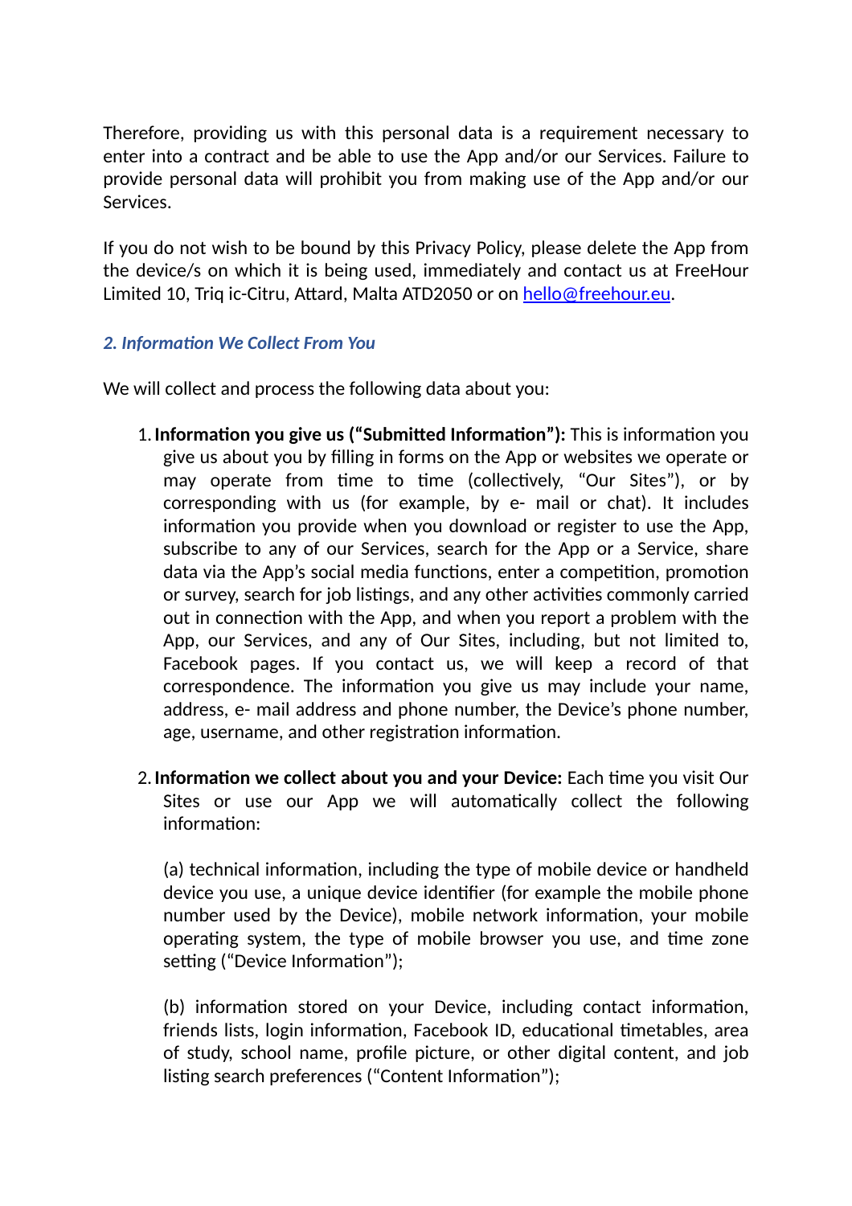Therefore, providing us with this personal data is a requirement necessary to enter into a contract and be able to use the App and/or our Services. Failure to provide personal data will prohibit you from making use of the App and/or our Services.

If you do not wish to be bound by this Privacy Policy, please delete the App from the device/s on which it is being used, immediately and contact us at FreeHour Limited 10, Triq ic-Citru, Attard, Malta ATD2050 or on hello@freehour.eu.

### *2. Information We Collect From You*

We will collect and process the following data about you:

1. **Information you give us ("Submitted Information"):** This is information you give us about you by filling in forms on the App or websites we operate or may operate from time to time (collectively, "Our Sites"), or by corresponding with us (for example, by e- mail or chat). It includes information you provide when you download or register to use the App, subscribe to any of our Services, search for the App or a Service, share data via the App's social media functions, enter a competition, promotion or survey, search for job listings, and any other activities commonly carried out in connection with the App, and when you report a problem with the App, our Services, and any of Our Sites, including, but not limited to, Facebook pages. If you contact us, we will keep a record of that correspondence. The information you give us may include your name, address, e- mail address and phone number, the Device's phone number, age, username, and other registration information.

2. **Information we collect about you and your Device:** Each time you visit Our Sites or use our App we will automatically collect the following information:

   (a) technical information, including the type of mobile device or handheld device you use, a unique device identifier (for example the mobile phone number used by the Device), mobile network information, your mobile operating system, the type of mobile browser you use, and time zone setting ("Device Information");

   (b) information stored on your Device, including contact information, friends lists, login information, Facebook ID, educational timetables, area of study, school name, profile picture, or other digital content, and job listing search preferences ("Content Information");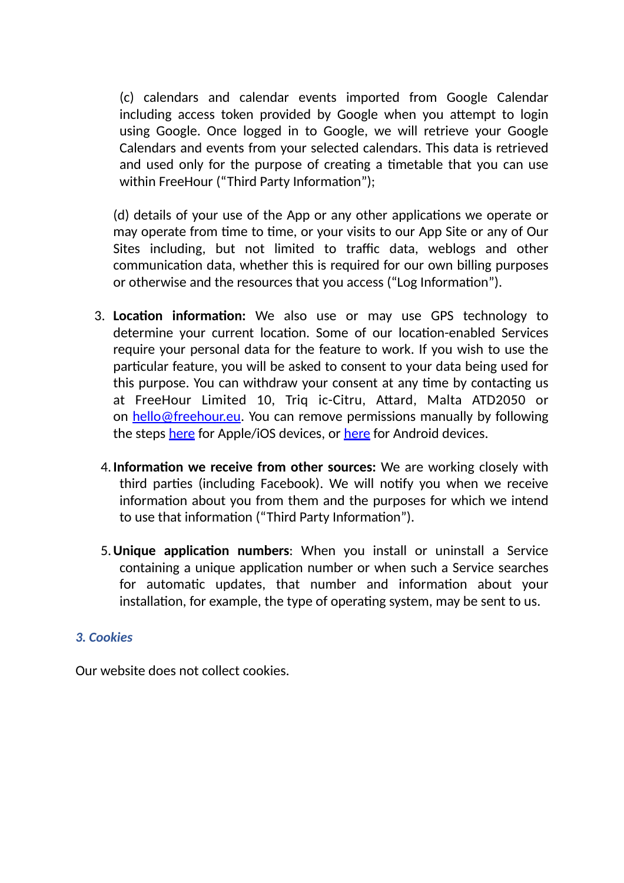(c) calendars and calendar events imported from Google Calendar including access token provided by Google when you attempt to login using Google. Once logged in to Google, we will retrieve your Google Calendars and events from your selected calendars. This data is retrieved and used only for the purpose of creating a timetable that you can use within FreeHour ("Third Party Information");

(d) details of your use of the App or any other applications we operate or may operate from time to time, or your visits to our App Site or any of Our Sites including, but not limited to traffic data, weblogs and other communication data, whether this is required for our own billing purposes or otherwise and the resources that you access ("Log Information").

3. **Location information:** We also use or may use GPS technology to determine your current location. Some of our location-enabled Services require your personal data for the feature to work. If you wish to use the particular feature, you will be asked to consent to your data being used for this purpose. You can withdraw your consent at any time by contacting us at FreeHour Limited 10, Triq ic-Citru, Attard, Malta ATD2050 or on hello@freehour.eu. You can remove permissions manually by following the steps here for Apple/iOS devices, or here for Android devices.

4. **Information we receive from other sources:** We are working closely with third parties (including Facebook). We will notify you when we receive information about you from them and the purposes for which we intend to use that information ("Third Party Information").

5. **Unique application numbers**: When you install or uninstall a Service containing a unique application number or when such a Service searches for automatic updates, that number and information about your installation, for example, the type of operating system, may be sent to us.

### *3. Cookies*

Our website does not collect cookies.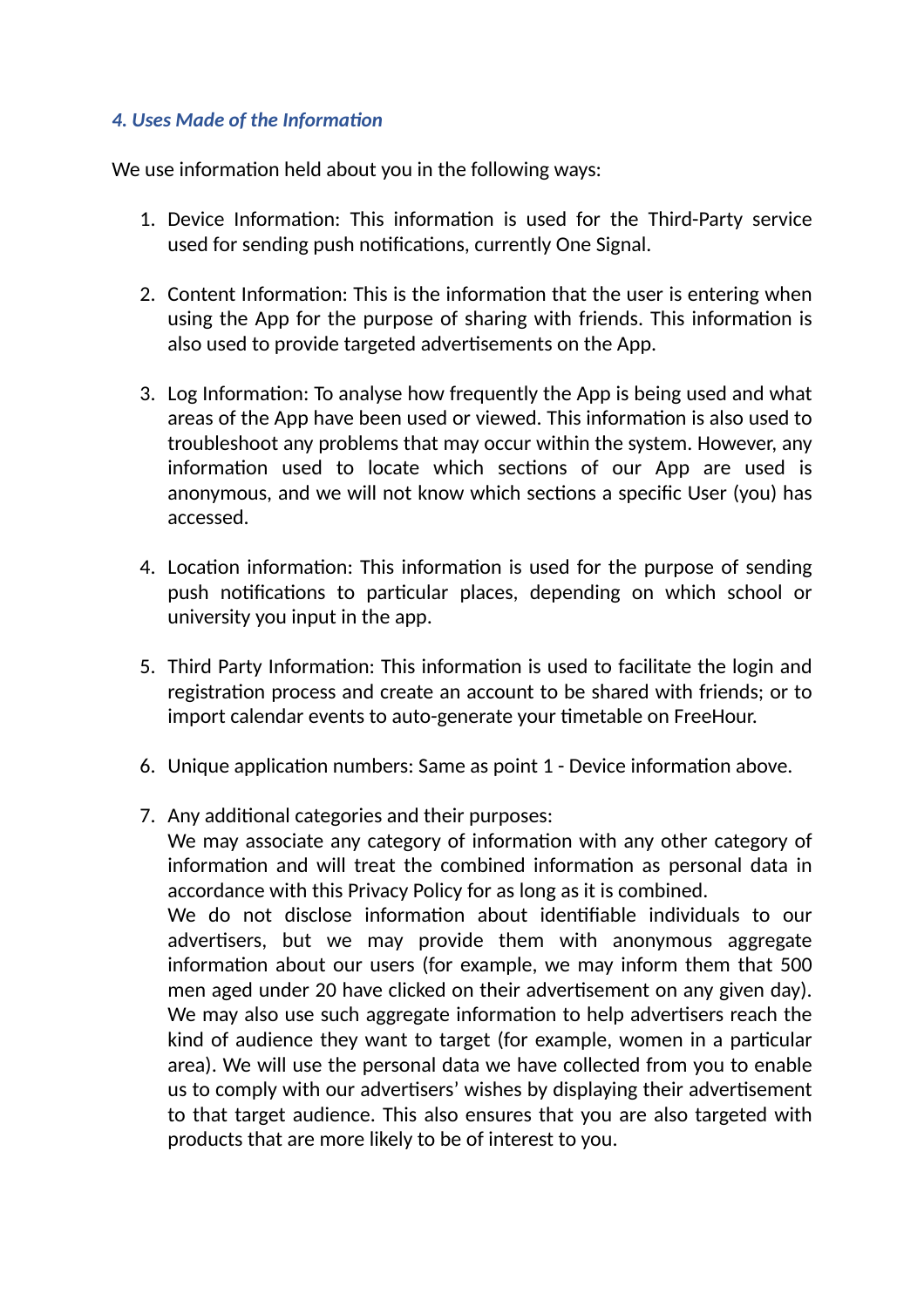### *4. Uses Made of the Information*

We use information held about you in the following ways:

1. Device Information: This information is used for the Third-Party service used for sending push notifications, currently One Signal.

2. Content Information: This is the information that the user is entering when using the App for the purpose of sharing with friends. This information is also used to provide targeted advertisements on the App.

3. Log Information: To analyse how frequently the App is being used and what areas of the App have been used or viewed. This information is also used to troubleshoot any problems that may occur within the system. However, any information used to locate which sections of our App are used is anonymous, and we will not know which sections a specific User (you) has accessed.

4. Location information: This information is used for the purpose of sending push notifications to particular places, depending on which school or university you input in the app.

5. Third Party Information: This information is used to facilitate the login and registration process and create an account to be shared with friends; or to import calendar events to auto-generate your timetable on FreeHour.

6. Unique application numbers: Same as point 1 - Device information above.

7. Any additional categories and their purposes:
   We may associate any category of information with any other category of information and will treat the combined information as personal data in accordance with this Privacy Policy for as long as it is combined.
   We do not disclose information about identifiable individuals to our advertisers, but we may provide them with anonymous aggregate information about our users (for example, we may inform them that 500 men aged under 20 have clicked on their advertisement on any given day). We may also use such aggregate information to help advertisers reach the kind of audience they want to target (for example, women in a particular area). We will use the personal data we have collected from you to enable us to comply with our advertisers' wishes by displaying their advertisement to that target audience. This also ensures that you are also targeted with products that are more likely to be of interest to you.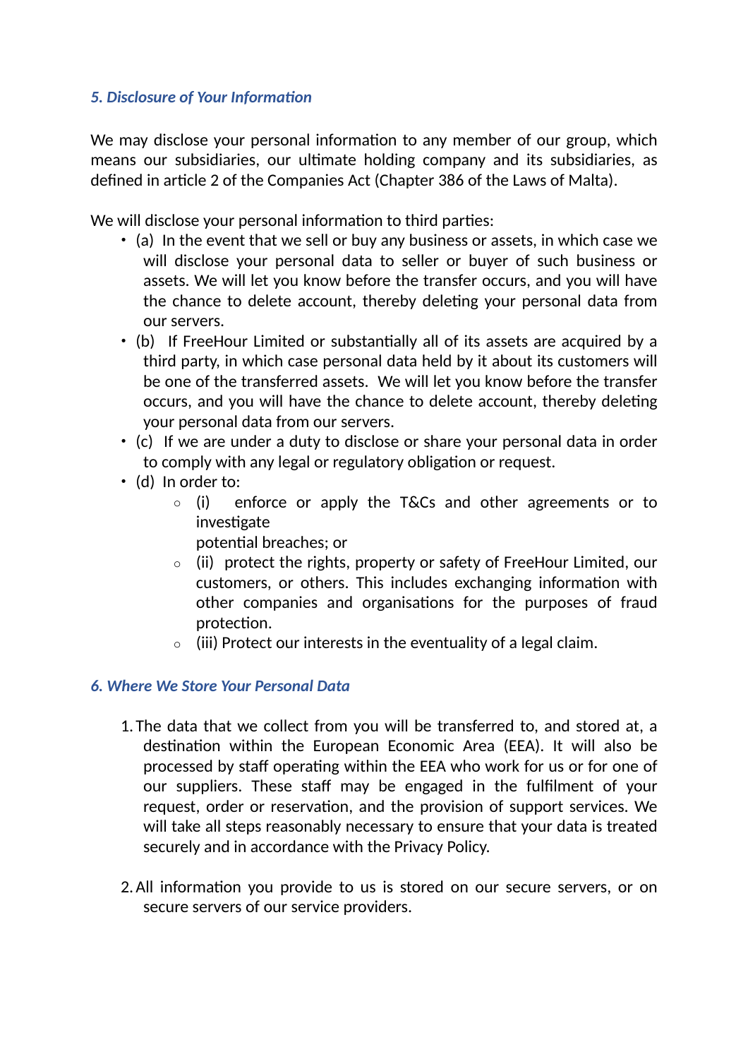### *5. Disclosure of Your Information*

We may disclose your personal information to any member of our group, which means our subsidiaries, our ultimate holding company and its subsidiaries, as defined in article 2 of the Companies Act (Chapter 386 of the Laws of Malta).

We will disclose your personal information to third parties:

- (a) In the event that we sell or buy any business or assets, in which case we will disclose your personal data to seller or buyer of such business or assets. We will let you know before the transfer occurs, and you will have the chance to delete account, thereby deleting your personal data from our servers.
- (b) If FreeHour Limited or substantially all of its assets are acquired by a third party, in which case personal data held by it about its customers will be one of the transferred assets. We will let you know before the transfer occurs, and you will have the chance to delete account, thereby deleting your personal data from our servers.
- (c) If we are under a duty to disclose or share your personal data in order to comply with any legal or regulatory obligation or request.
- (d) In order to:
    - (i) enforce or apply the T&Cs and other agreements or to investigate potential breaches; or
    - (ii) protect the rights, property or safety of FreeHour Limited, our customers, or others. This includes exchanging information with other companies and organisations for the purposes of fraud protection.
    - (iii) Protect our interests in the eventuality of a legal claim.

### *6. Where We Store Your Personal Data*

1. The data that we collect from you will be transferred to, and stored at, a destination within the European Economic Area (EEA). It will also be processed by staff operating within the EEA who work for us or for one of our suppliers. These staff may be engaged in the fulfilment of your request, order or reservation, and the provision of support services. We will take all steps reasonably necessary to ensure that your data is treated securely and in accordance with the Privacy Policy.

2. All information you provide to us is stored on our secure servers, or on secure servers of our service providers.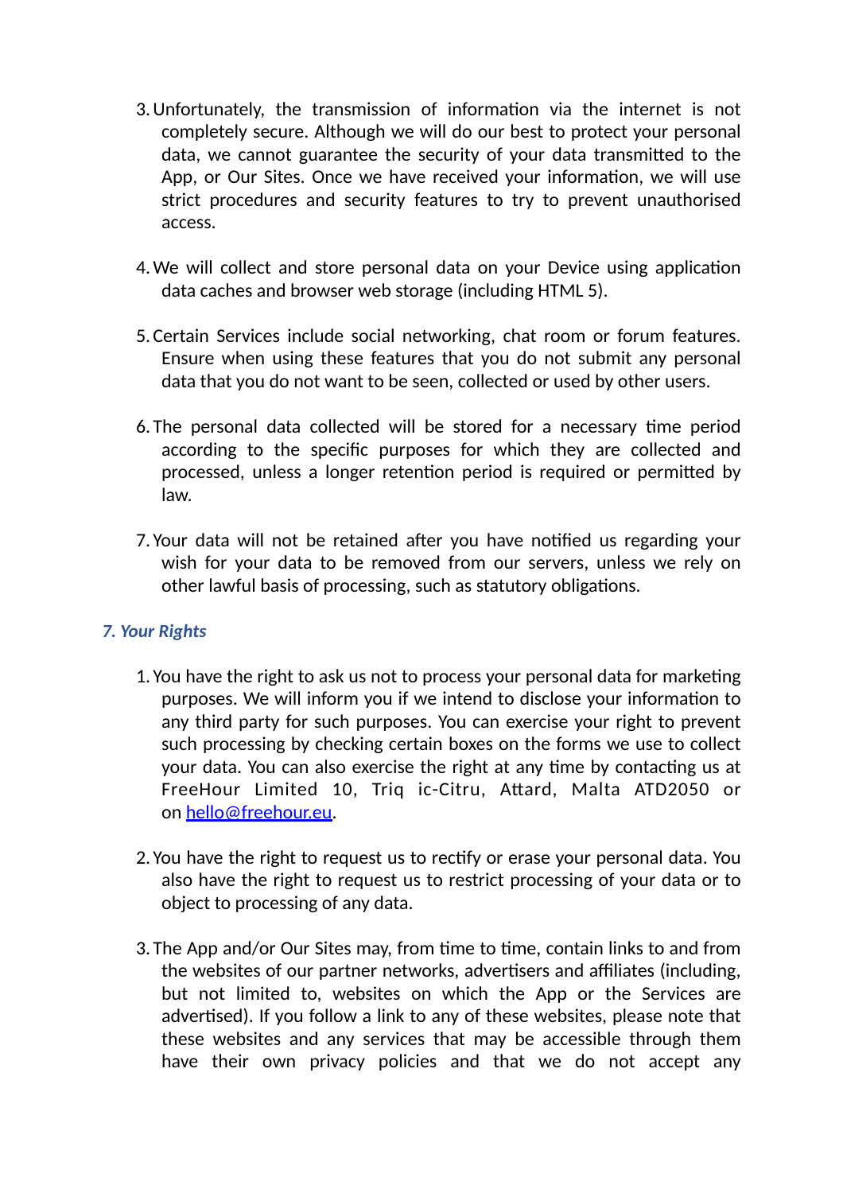3. Unfortunately, the transmission of information via the internet is not completely secure. Although we will do our best to protect your personal data, we cannot guarantee the security of your data transmitted to the App, or Our Sites. Once we have received your information, we will use strict procedures and security features to try to prevent unauthorised access.

4. We will collect and store personal data on your Device using application data caches and browser web storage (including HTML 5).

5. Certain Services include social networking, chat room or forum features. Ensure when using these features that you do not submit any personal data that you do not want to be seen, collected or used by other users.

6. The personal data collected will be stored for a necessary time period according to the specific purposes for which they are collected and processed, unless a longer retention period is required or permitted by law.

7. Your data will not be retained after you have notified us regarding your wish for your data to be removed from our servers, unless we rely on other lawful basis of processing, such as statutory obligations.

### *7. Your Rights*

1. You have the right to ask us not to process your personal data for marketing purposes. We will inform you if we intend to disclose your information to any third party for such purposes. You can exercise your right to prevent such processing by checking certain boxes on the forms we use to collect your data. You can also exercise the right at any time by contacting us at FreeHour Limited 10, Triq ic-Citru, Attard, Malta ATD2050 or on hello@freehour.eu.

2. You have the right to request us to rectify or erase your personal data. You also have the right to request us to restrict processing of your data or to object to processing of any data.

3. The App and/or Our Sites may, from time to time, contain links to and from the websites of our partner networks, advertisers and affiliates (including, but not limited to, websites on which the App or the Services are advertised). If you follow a link to any of these websites, please note that these websites and any services that may be accessible through them have their own privacy policies and that we do not accept any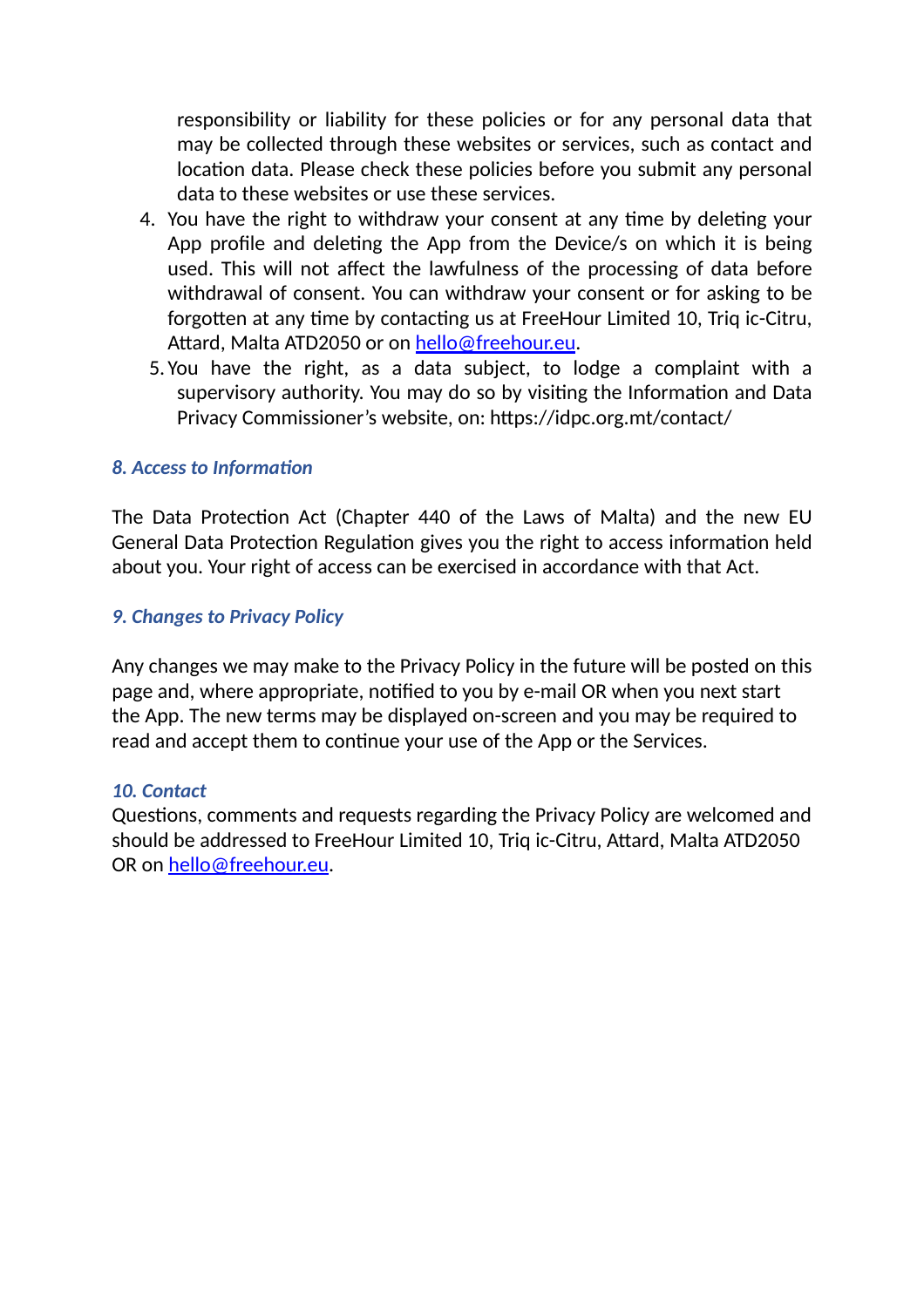responsibility or liability for these policies or for any personal data that may be collected through these websites or services, such as contact and location data. Please check these policies before you submit any personal data to these websites or use these services.

4. You have the right to withdraw your consent at any time by deleting your App profile and deleting the App from the Device/s on which it is being used. This will not affect the lawfulness of the processing of data before withdrawal of consent. You can withdraw your consent or for asking to be forgotten at any time by contacting us at FreeHour Limited 10, Triq ic-Citru, Attard, Malta ATD2050 or on hello@freehour.eu.
5. You have the right, as a data subject, to lodge a complaint with a supervisory authority. You may do so by visiting the Information and Data Privacy Commissioner's website, on: https://idpc.org.mt/contact/

### *8. Access to Information*

The Data Protection Act (Chapter 440 of the Laws of Malta) and the new EU General Data Protection Regulation gives you the right to access information held about you. Your right of access can be exercised in accordance with that Act.

### *9. Changes to Privacy Policy*

Any changes we may make to the Privacy Policy in the future will be posted on this page and, where appropriate, notified to you by e-mail OR when you next start the App. The new terms may be displayed on-screen and you may be required to read and accept them to continue your use of the App or the Services.

### *10. Contact*

Questions, comments and requests regarding the Privacy Policy are welcomed and should be addressed to FreeHour Limited 10, Triq ic-Citru, Attard, Malta ATD2050 OR on hello@freehour.eu.